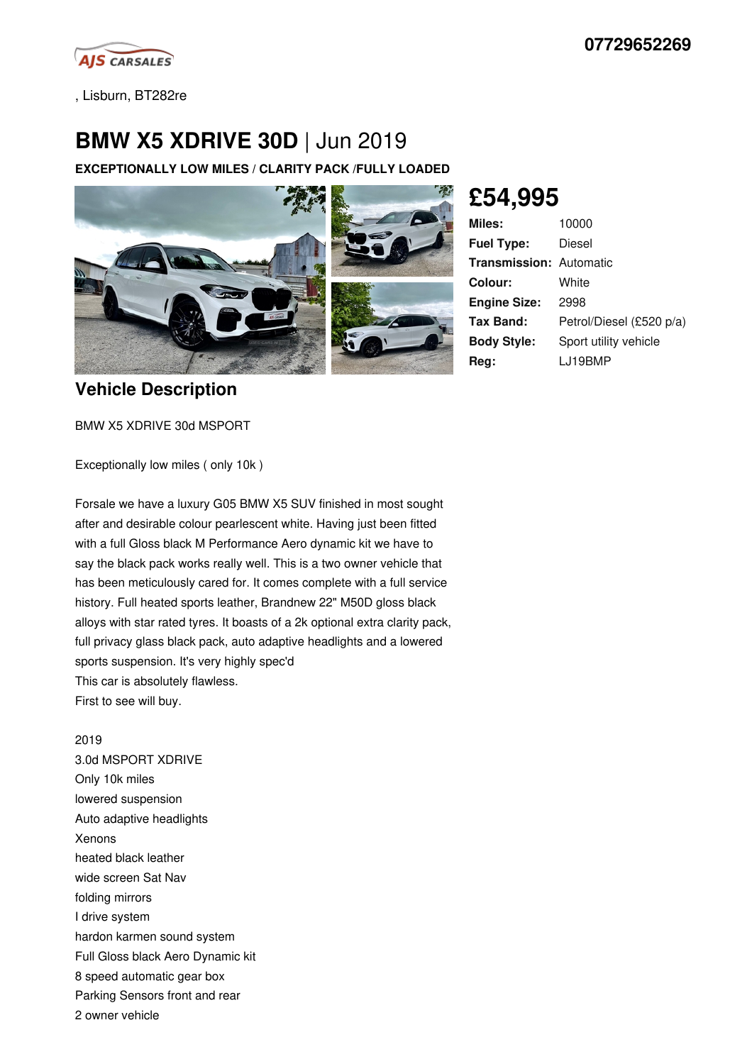07729652269

, Lisburn, BT282re

# BMW X5 XDRIVE 30D | Jun 2019

**EXCEPTIONALLY LOW MILES / CLARITY PACK /FULLY LOADED**

## £54,995

| | |
|---|---|
| **Miles:** | 10000 |
| **Fuel Type:** | Diesel |
| **Transmission:** | Automatic |
| **Colour:** | White |
| **Engine Size:** | 2998 |
| **Tax Band:** | Petrol/Diesel (£520 p/a) |
| **Body Style:** | Sport utility vehicle |
| **Reg:** | LJ19BMP |

## Vehicle Description

BMW X5 XDRIVE 30d MSPORT

Exceptionally low miles ( only 10k )

Forsale we have a luxury G05 BMW X5 SUV finished in most sought after and desirable colour pearlescent white. Having just been fitted with a full Gloss black M Performance Aero dynamic kit we have to say the black pack works really well. This is a two owner vehicle that has been meticulously cared for. It comes complete with a full service history. Full heated sports leather, Brandnew 22" M50D gloss black alloys with star rated tyres. It boasts of a 2k optional extra clarity pack, full privacy glass black pack, auto adaptive headlights and a lowered sports suspension. It's very highly spec'd
This car is absolutely flawless.
First to see will buy.

2019
3.0d MSPORT XDRIVE
Only 10k miles
lowered suspension
Auto adaptive headlights
Xenons
heated black leather
wide screen Sat Nav
folding mirrors
I drive system
hardon karmen sound system
Full Gloss black Aero Dynamic kit
8 speed automatic gear box
Parking Sensors front and rear
2 owner vehicle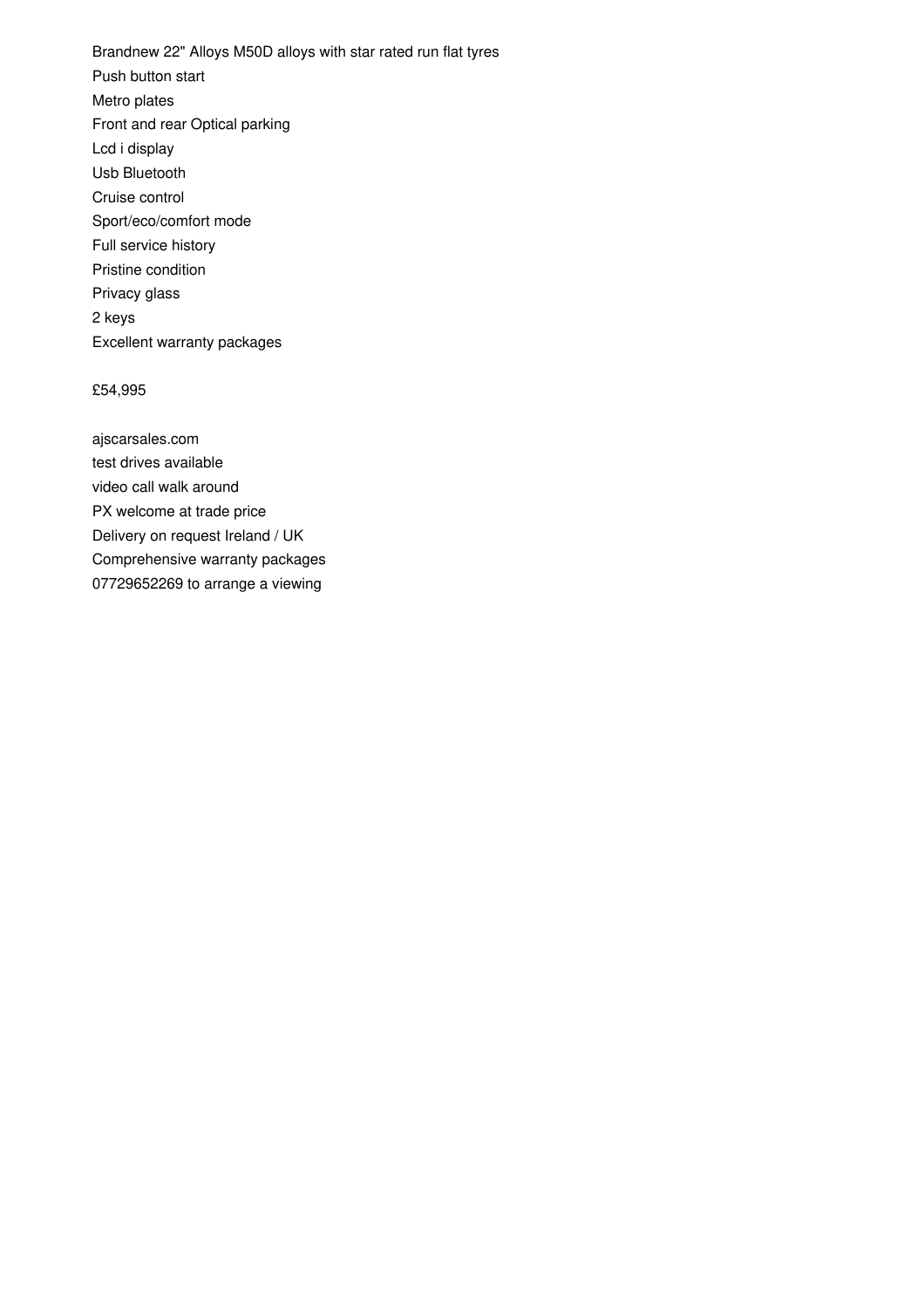Brandnew 22" Alloys M50D alloys with star rated run flat tyres
Push button start
Metro plates
Front and rear Optical parking
Lcd i display
Usb Bluetooth
Cruise control
Sport/eco/comfort mode
Full service history
Pristine condition
Privacy glass
2 keys
Excellent warranty packages

£54,995

ajscarsales.com
test drives available
video call walk around
PX welcome at trade price
Delivery on request Ireland / UK
Comprehensive warranty packages
07729652269 to arrange a viewing